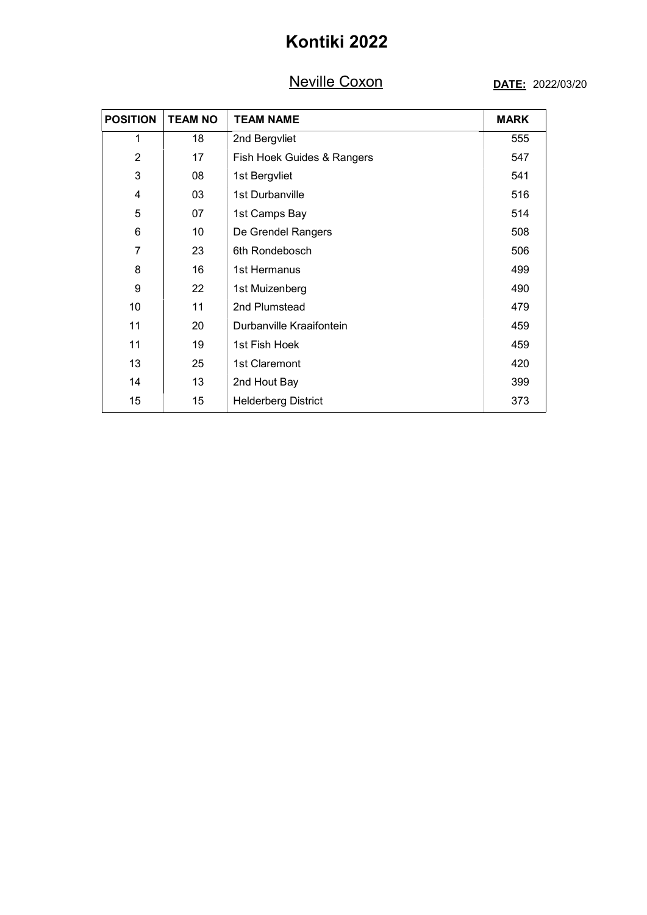# Kontiki 2022

## Neville Coxon

**DATE:** 2022/03/20

| POSITION | TEAM NO | TEAM NAME | MARK |
|---|---|---|---|
| 1 | 18 | 2nd Bergvliet | 555 |
| 2 | 17 | Fish Hoek Guides & Rangers | 547 |
| 3 | 08 | 1st Bergvliet | 541 |
| 4 | 03 | 1st Durbanville | 516 |
| 5 | 07 | 1st Camps Bay | 514 |
| 6 | 10 | De Grendel Rangers | 508 |
| 7 | 23 | 6th Rondebosch | 506 |
| 8 | 16 | 1st Hermanus | 499 |
| 9 | 22 | 1st Muizenberg | 490 |
| 10 | 11 | 2nd Plumstead | 479 |
| 11 | 20 | Durbanville Kraaifontein | 459 |
| 11 | 19 | 1st Fish Hoek | 459 |
| 13 | 25 | 1st Claremont | 420 |
| 14 | 13 | 2nd Hout Bay | 399 |
| 15 | 15 | Helderberg District | 373 |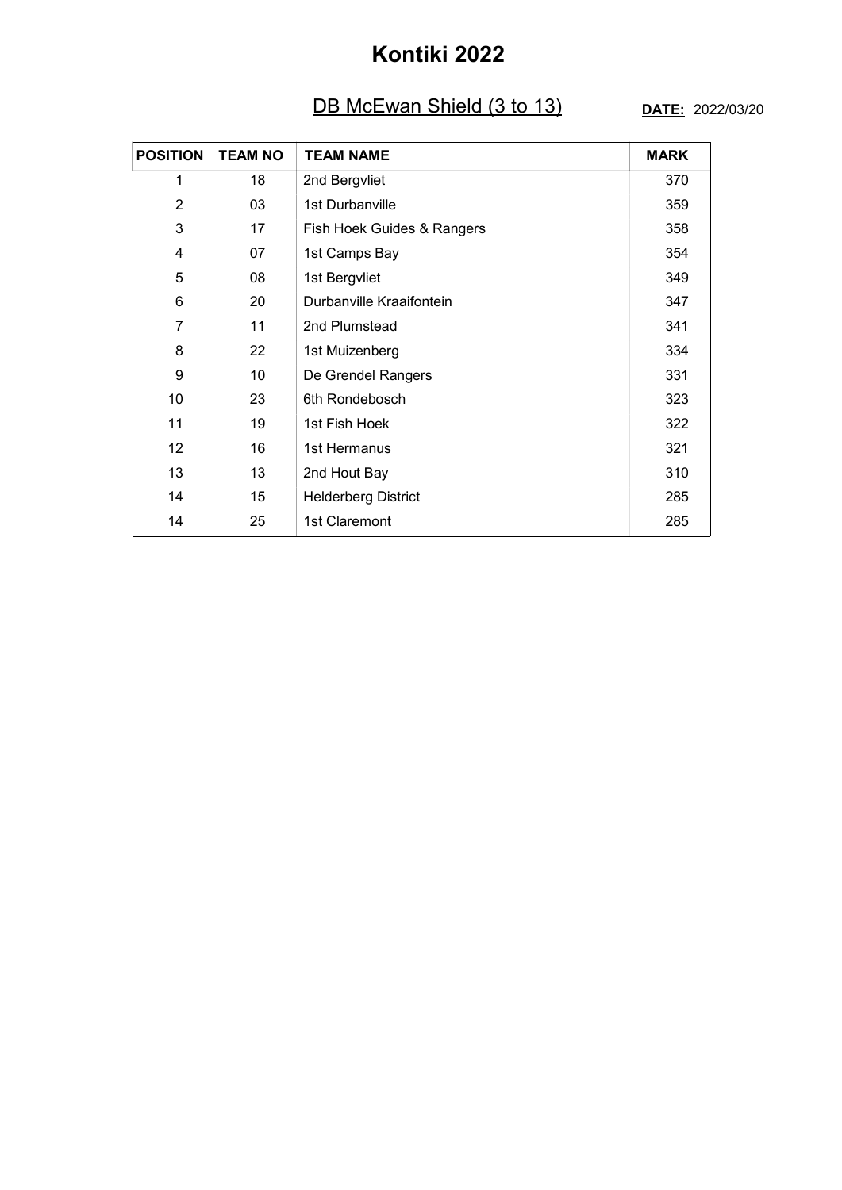# Kontiki 2022

## DB McEwan Shield (3 to 13)

**DATE:** 2022/03/20

| POSITION | TEAM NO | TEAM NAME | MARK |
|---|---|---|---|
| 1 | 18 | 2nd Bergvliet | 370 |
| 2 | 03 | 1st Durbanville | 359 |
| 3 | 17 | Fish Hoek Guides & Rangers | 358 |
| 4 | 07 | 1st Camps Bay | 354 |
| 5 | 08 | 1st Bergvliet | 349 |
| 6 | 20 | Durbanville Kraaifontein | 347 |
| 7 | 11 | 2nd Plumstead | 341 |
| 8 | 22 | 1st Muizenberg | 334 |
| 9 | 10 | De Grendel Rangers | 331 |
| 10 | 23 | 6th Rondebosch | 323 |
| 11 | 19 | 1st Fish Hoek | 322 |
| 12 | 16 | 1st Hermanus | 321 |
| 13 | 13 | 2nd Hout Bay | 310 |
| 14 | 15 | Helderberg District | 285 |
| 14 | 25 | 1st Claremont | 285 |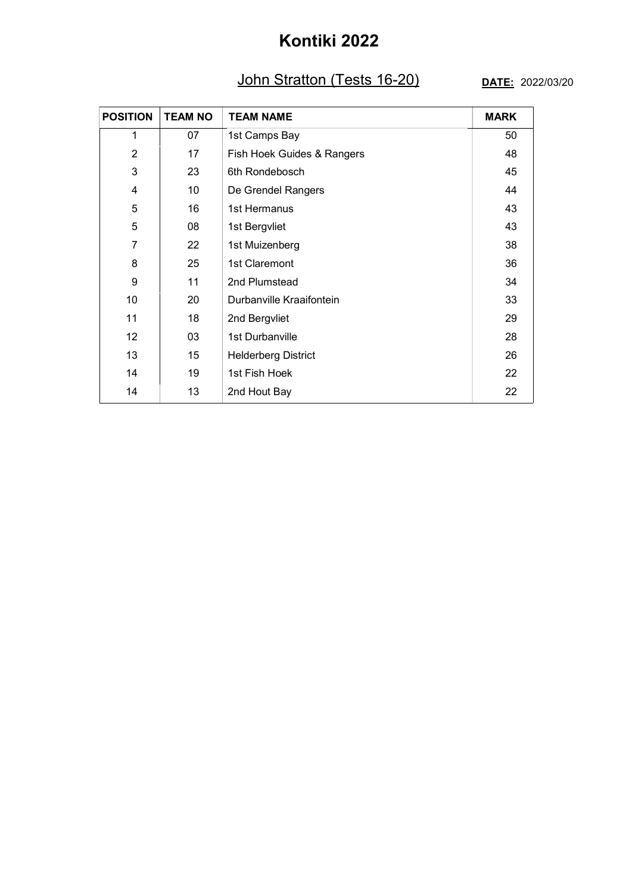# Kontiki 2022

## John Stratton (Tests 16-20)

**DATE:** 2022/03/20

| POSITION | TEAM NO | TEAM NAME | MARK |
|---|---|---|---|
| 1 | 07 | 1st Camps Bay | 50 |
| 2 | 17 | Fish Hoek Guides & Rangers | 48 |
| 3 | 23 | 6th Rondebosch | 45 |
| 4 | 10 | De Grendel Rangers | 44 |
| 5 | 16 | 1st Hermanus | 43 |
| 5 | 08 | 1st Bergvliet | 43 |
| 7 | 22 | 1st Muizenberg | 38 |
| 8 | 25 | 1st Claremont | 36 |
| 9 | 11 | 2nd Plumstead | 34 |
| 10 | 20 | Durbanville Kraaifontein | 33 |
| 11 | 18 | 2nd Bergvliet | 29 |
| 12 | 03 | 1st Durbanville | 28 |
| 13 | 15 | Helderberg District | 26 |
| 14 | 19 | 1st Fish Hoek | 22 |
| 14 | 13 | 2nd Hout Bay | 22 |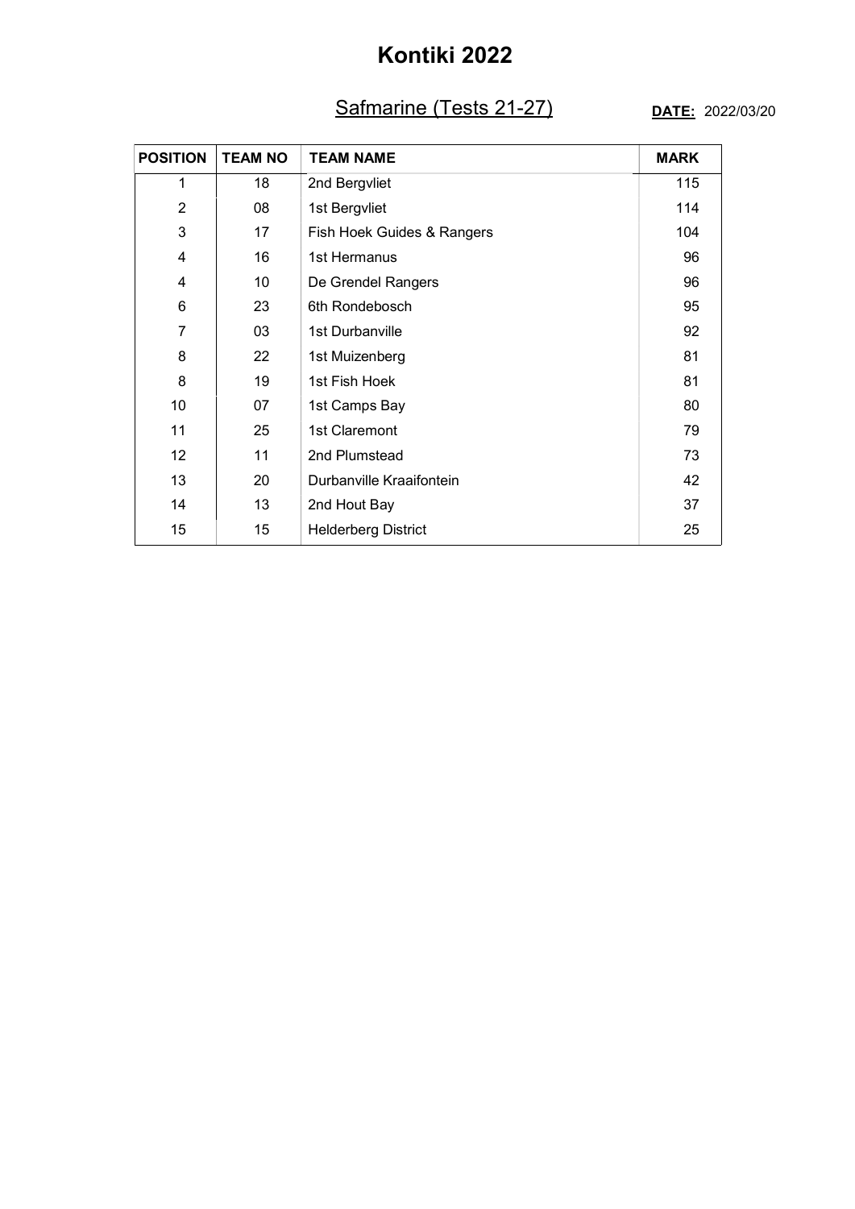# Kontiki 2022

## Safmarine (Tests 21-27)

**DATE:** 2022/03/20

| POSITION | TEAM NO | TEAM NAME | MARK |
|---|---|---|---|
| 1 | 18 | 2nd Bergvliet | 115 |
| 2 | 08 | 1st Bergvliet | 114 |
| 3 | 17 | Fish Hoek Guides & Rangers | 104 |
| 4 | 16 | 1st Hermanus | 96 |
| 4 | 10 | De Grendel Rangers | 96 |
| 6 | 23 | 6th Rondebosch | 95 |
| 7 | 03 | 1st Durbanville | 92 |
| 8 | 22 | 1st Muizenberg | 81 |
| 8 | 19 | 1st Fish Hoek | 81 |
| 10 | 07 | 1st Camps Bay | 80 |
| 11 | 25 | 1st Claremont | 79 |
| 12 | 11 | 2nd Plumstead | 73 |
| 13 | 20 | Durbanville Kraaifontein | 42 |
| 14 | 13 | 2nd Hout Bay | 37 |
| 15 | 15 | Helderberg District | 25 |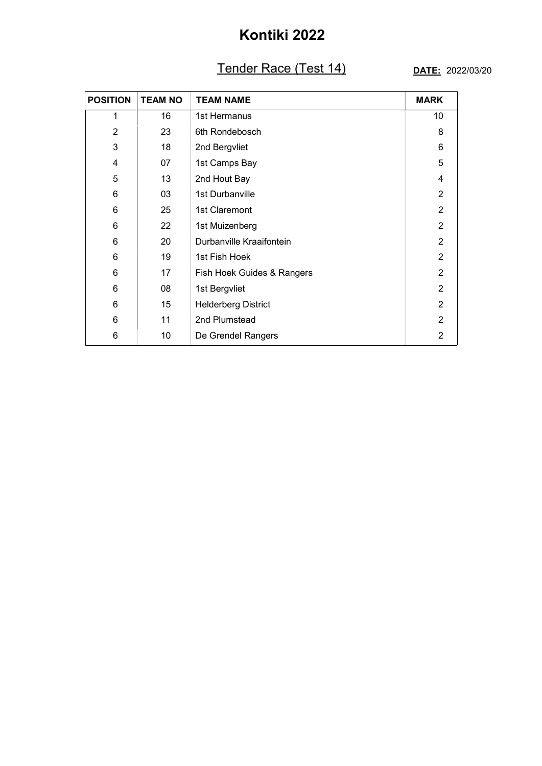# Kontiki 2022

## Tender Race (Test 14)

**DATE:** 2022/03/20

| POSITION | TEAM NO | TEAM NAME | MARK |
|---|---|---|---|
| 1 | 16 | 1st Hermanus | 10 |
| 2 | 23 | 6th Rondebosch | 8 |
| 3 | 18 | 2nd Bergvliet | 6 |
| 4 | 07 | 1st Camps Bay | 5 |
| 5 | 13 | 2nd Hout Bay | 4 |
| 6 | 03 | 1st Durbanville | 2 |
| 6 | 25 | 1st Claremont | 2 |
| 6 | 22 | 1st Muizenberg | 2 |
| 6 | 20 | Durbanville Kraaifontein | 2 |
| 6 | 19 | 1st Fish Hoek | 2 |
| 6 | 17 | Fish Hoek Guides & Rangers | 2 |
| 6 | 08 | 1st Bergvliet | 2 |
| 6 | 15 | Helderberg District | 2 |
| 6 | 11 | 2nd Plumstead | 2 |
| 6 | 10 | De Grendel Rangers | 2 |